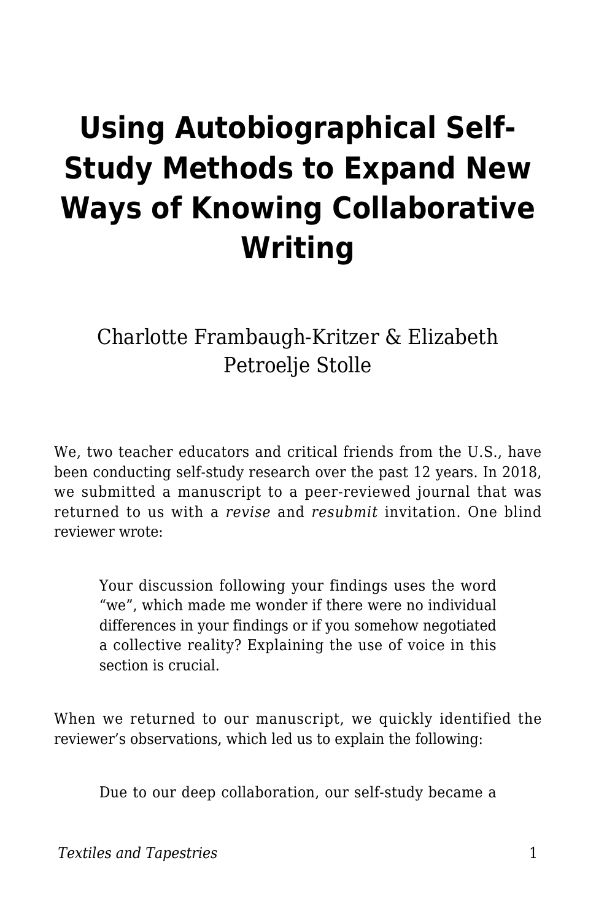# Using Autobiographical Self-Study Methods to Expand New Ways of Knowing Collaborative Writing

Charlotte Frambaugh-Kritzer & Elizabeth Petroelje Stolle

We, two teacher educators and critical friends from the U.S., have been conducting self-study research over the past 12 years. In 2018, we submitted a manuscript to a peer-reviewed journal that was returned to us with a *revise* and *resubmit* invitation. One blind reviewer wrote:

> Your discussion following your findings uses the word "we", which made me wonder if there were no individual differences in your findings or if you somehow negotiated a collective reality? Explaining the use of voice in this section is crucial.

When we returned to our manuscript, we quickly identified the reviewer's observations, which led us to explain the following:

> Due to our deep collaboration, our self-study became a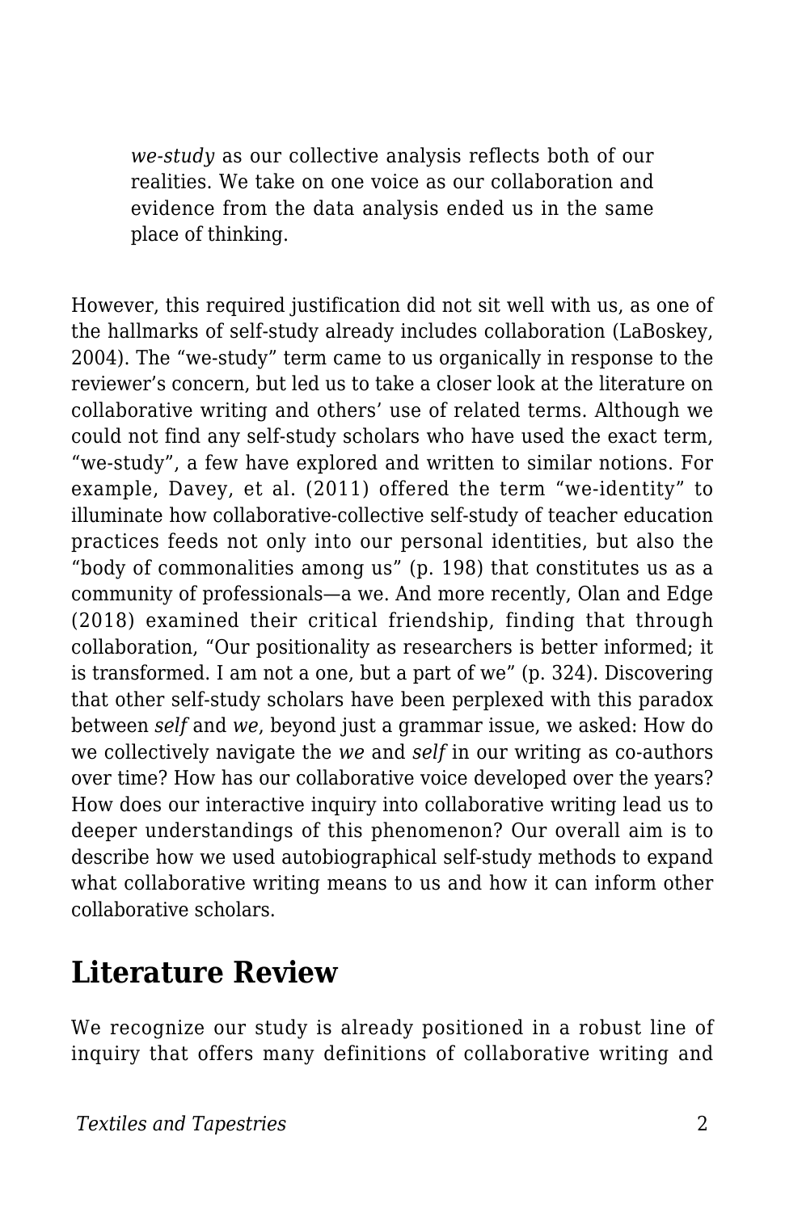> *we-study* as our collective analysis reflects both of our realities. We take on one voice as our collaboration and evidence from the data analysis ended us in the same place of thinking.

However, this required justification did not sit well with us, as one of the hallmarks of self-study already includes collaboration (LaBoskey, 2004). The "we-study" term came to us organically in response to the reviewer's concern, but led us to take a closer look at the literature on collaborative writing and others' use of related terms. Although we could not find any self-study scholars who have used the exact term, "we-study", a few have explored and written to similar notions. For example, Davey, et al. (2011) offered the term "we-identity" to illuminate how collaborative-collective self-study of teacher education practices feeds not only into our personal identities, but also the "body of commonalities among us" (p. 198) that constitutes us as a community of professionals—a we. And more recently, Olan and Edge (2018) examined their critical friendship, finding that through collaboration, "Our positionality as researchers is better informed; it is transformed. I am not a one, but a part of we" (p. 324). Discovering that other self-study scholars have been perplexed with this paradox between *self* and *we*, beyond just a grammar issue, we asked: How do we collectively navigate the *we* and *self* in our writing as co-authors over time? How has our collaborative voice developed over the years? How does our interactive inquiry into collaborative writing lead us to deeper understandings of this phenomenon? Our overall aim is to describe how we used autobiographical self-study methods to expand what collaborative writing means to us and how it can inform other collaborative scholars.

## Literature Review

We recognize our study is already positioned in a robust line of inquiry that offers many definitions of collaborative writing and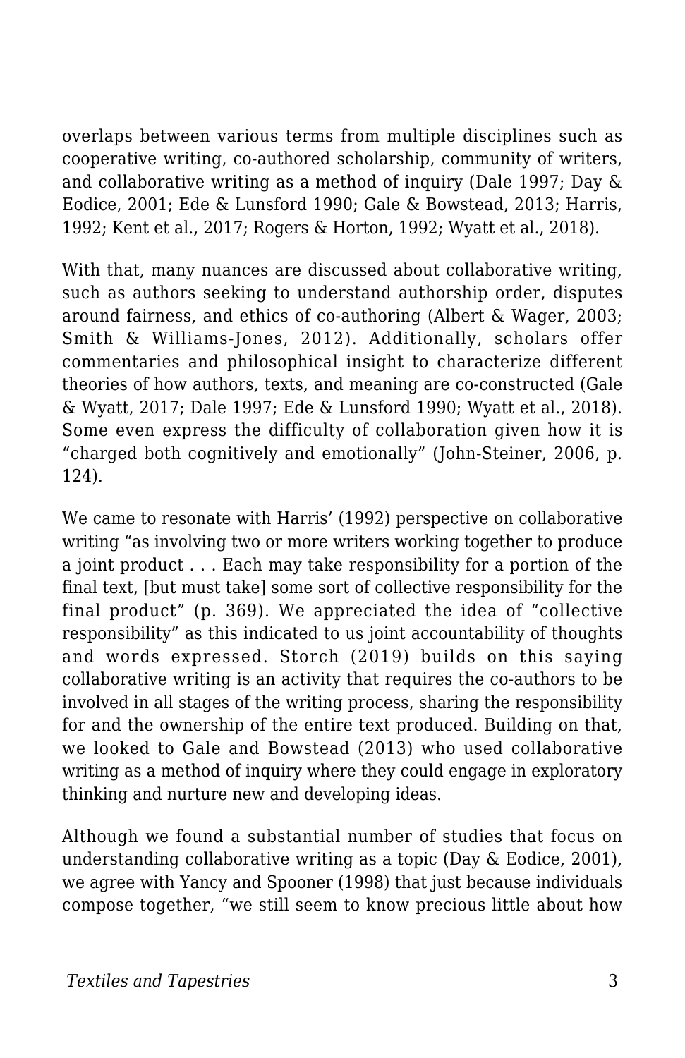overlaps between various terms from multiple disciplines such as cooperative writing, co-authored scholarship, community of writers, and collaborative writing as a method of inquiry (Dale 1997; Day & Eodice, 2001; Ede & Lunsford 1990; Gale & Bowstead, 2013; Harris, 1992; Kent et al., 2017; Rogers & Horton, 1992; Wyatt et al., 2018).

With that, many nuances are discussed about collaborative writing, such as authors seeking to understand authorship order, disputes around fairness, and ethics of co-authoring (Albert & Wager, 2003; Smith & Williams-Jones, 2012). Additionally, scholars offer commentaries and philosophical insight to characterize different theories of how authors, texts, and meaning are co-constructed (Gale & Wyatt, 2017; Dale 1997; Ede & Lunsford 1990; Wyatt et al., 2018). Some even express the difficulty of collaboration given how it is "charged both cognitively and emotionally" (John-Steiner, 2006, p. 124).

We came to resonate with Harris' (1992) perspective on collaborative writing "as involving two or more writers working together to produce a joint product . . . Each may take responsibility for a portion of the final text, [but must take] some sort of collective responsibility for the final product" (p. 369). We appreciated the idea of "collective responsibility" as this indicated to us joint accountability of thoughts and words expressed. Storch (2019) builds on this saying collaborative writing is an activity that requires the co-authors to be involved in all stages of the writing process, sharing the responsibility for and the ownership of the entire text produced. Building on that, we looked to Gale and Bowstead (2013) who used collaborative writing as a method of inquiry where they could engage in exploratory thinking and nurture new and developing ideas.

Although we found a substantial number of studies that focus on understanding collaborative writing as a topic (Day & Eodice, 2001), we agree with Yancy and Spooner (1998) that just because individuals compose together, "we still seem to know precious little about how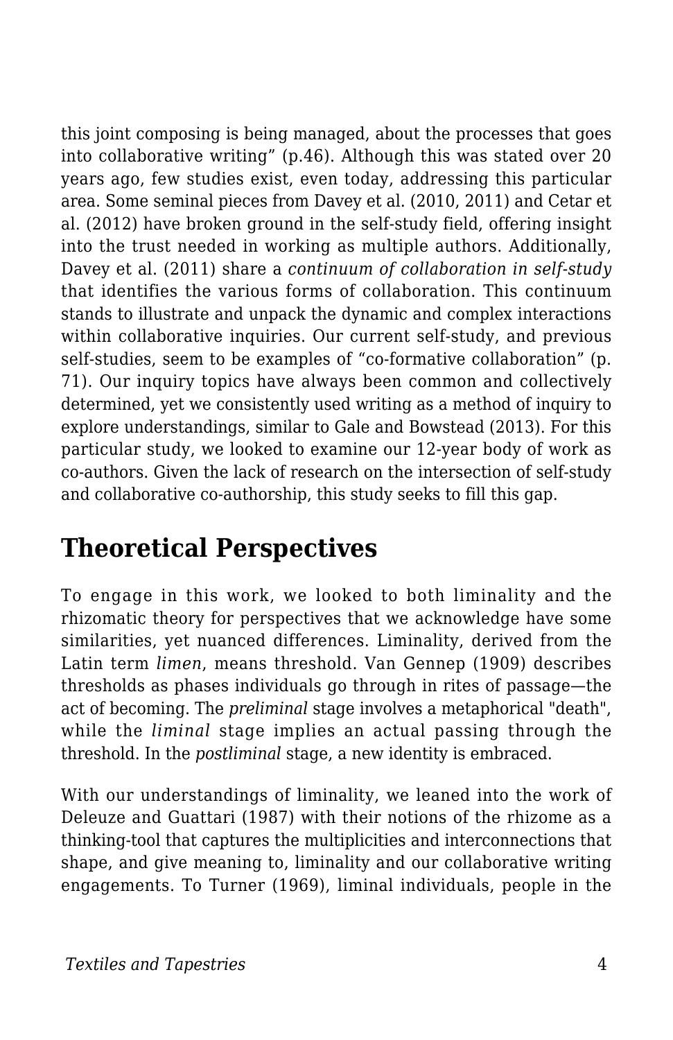this joint composing is being managed, about the processes that goes into collaborative writing" (p.46). Although this was stated over 20 years ago, few studies exist, even today, addressing this particular area. Some seminal pieces from Davey et al. (2010, 2011) and Cetar et al. (2012) have broken ground in the self-study field, offering insight into the trust needed in working as multiple authors. Additionally, Davey et al. (2011) share a *continuum of collaboration in self-study* that identifies the various forms of collaboration. This continuum stands to illustrate and unpack the dynamic and complex interactions within collaborative inquiries. Our current self-study, and previous self-studies, seem to be examples of "co-formative collaboration" (p. 71). Our inquiry topics have always been common and collectively determined, yet we consistently used writing as a method of inquiry to explore understandings, similar to Gale and Bowstead (2013). For this particular study, we looked to examine our 12-year body of work as co-authors. Given the lack of research on the intersection of self-study and collaborative co-authorship, this study seeks to fill this gap.

## Theoretical Perspectives

To engage in this work, we looked to both liminality and the rhizomatic theory for perspectives that we acknowledge have some similarities, yet nuanced differences. Liminality, derived from the Latin term *limen*, means threshold. Van Gennep (1909) describes thresholds as phases individuals go through in rites of passage—the act of becoming. The *preliminal* stage involves a metaphorical "death", while the *liminal* stage implies an actual passing through the threshold. In the *postliminal* stage, a new identity is embraced.

With our understandings of liminality, we leaned into the work of Deleuze and Guattari (1987) with their notions of the rhizome as a thinking-tool that captures the multiplicities and interconnections that shape, and give meaning to, liminality and our collaborative writing engagements. To Turner (1969), liminal individuals, people in the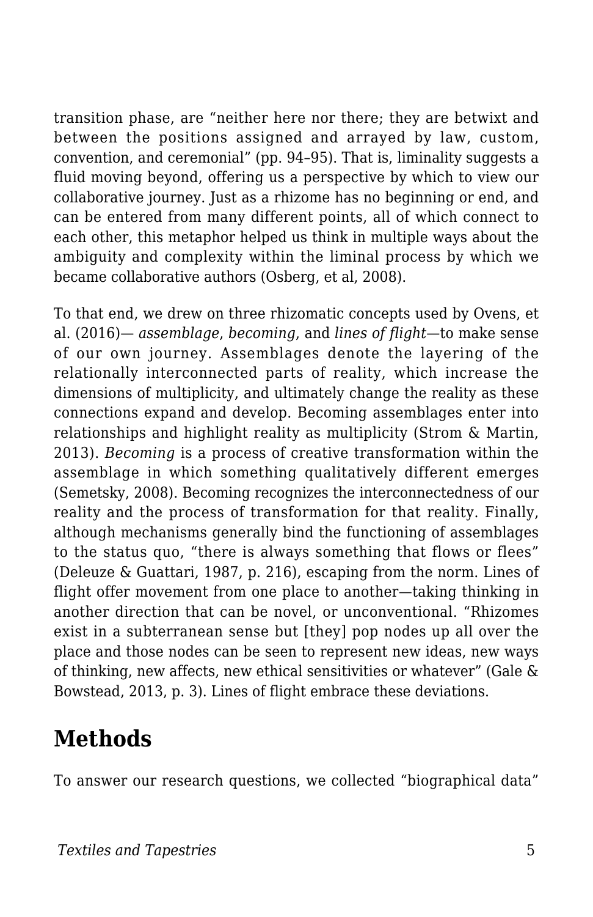transition phase, are "neither here nor there; they are betwixt and between the positions assigned and arrayed by law, custom, convention, and ceremonial" (pp. 94–95). That is, liminality suggests a fluid moving beyond, offering us a perspective by which to view our collaborative journey. Just as a rhizome has no beginning or end, and can be entered from many different points, all of which connect to each other, this metaphor helped us think in multiple ways about the ambiguity and complexity within the liminal process by which we became collaborative authors (Osberg, et al, 2008).

To that end, we drew on three rhizomatic concepts used by Ovens, et al. (2016)— *assemblage*, *becoming*, and *lines of flight*—to make sense of our own journey. Assemblages denote the layering of the relationally interconnected parts of reality, which increase the dimensions of multiplicity, and ultimately change the reality as these connections expand and develop. Becoming assemblages enter into relationships and highlight reality as multiplicity (Strom & Martin, 2013). *Becoming* is a process of creative transformation within the assemblage in which something qualitatively different emerges (Semetsky, 2008). Becoming recognizes the interconnectedness of our reality and the process of transformation for that reality. Finally, although mechanisms generally bind the functioning of assemblages to the status quo, "there is always something that flows or flees" (Deleuze & Guattari, 1987, p. 216), escaping from the norm. Lines of flight offer movement from one place to another—taking thinking in another direction that can be novel, or unconventional. "Rhizomes exist in a subterranean sense but [they] pop nodes up all over the place and those nodes can be seen to represent new ideas, new ways of thinking, new affects, new ethical sensitivities or whatever" (Gale & Bowstead, 2013, p. 3). Lines of flight embrace these deviations.

## Methods

To answer our research questions, we collected "biographical data"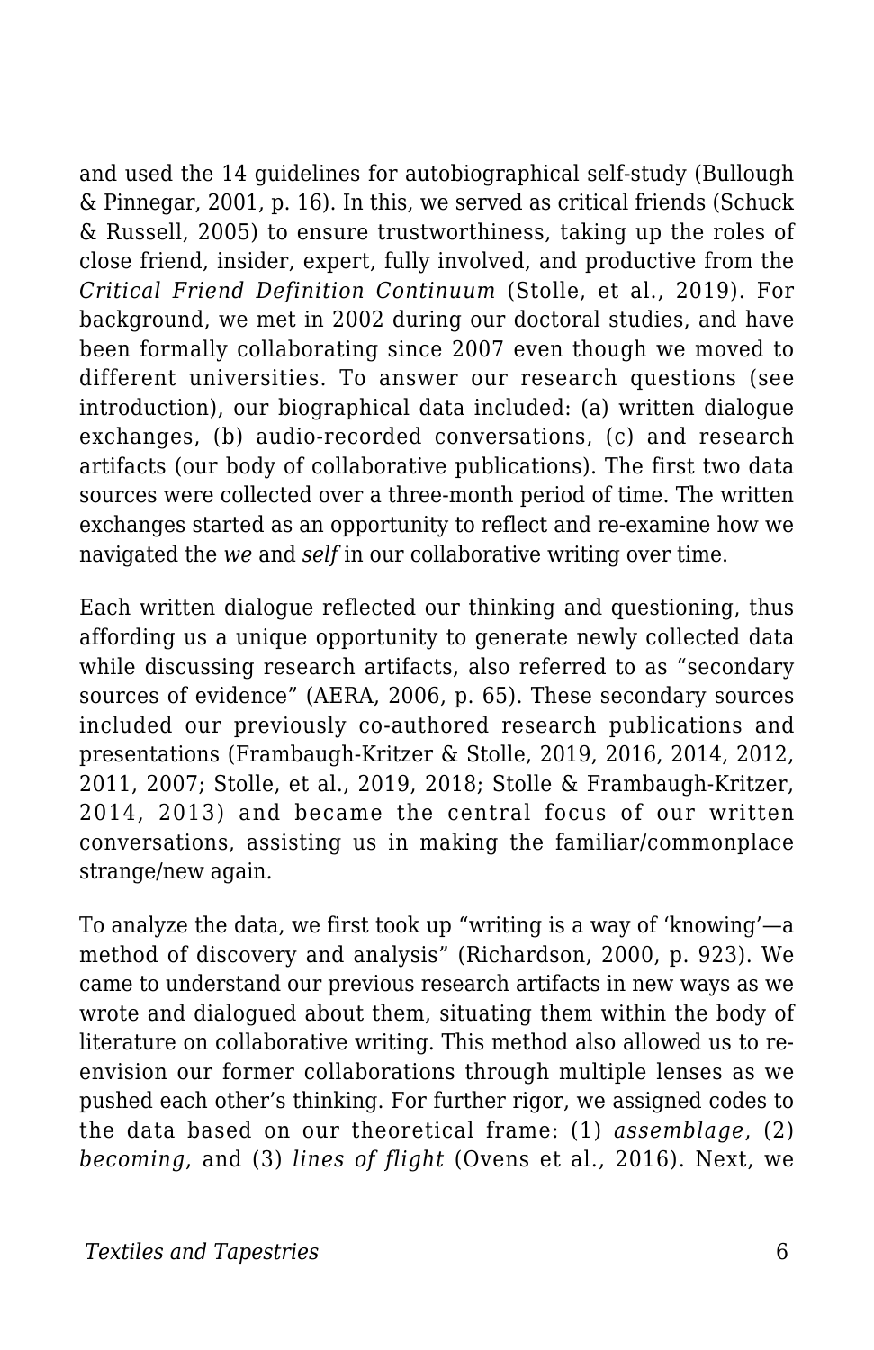and used the 14 guidelines for autobiographical self-study (Bullough & Pinnegar, 2001, p. 16). In this, we served as critical friends (Schuck & Russell, 2005) to ensure trustworthiness, taking up the roles of close friend, insider, expert, fully involved, and productive from the *Critical Friend Definition Continuum* (Stolle, et al., 2019). For background, we met in 2002 during our doctoral studies, and have been formally collaborating since 2007 even though we moved to different universities. To answer our research questions (see introduction), our biographical data included: (a) written dialogue exchanges, (b) audio-recorded conversations, (c) and research artifacts (our body of collaborative publications). The first two data sources were collected over a three-month period of time. The written exchanges started as an opportunity to reflect and re-examine how we navigated the *we* and *self* in our collaborative writing over time.

Each written dialogue reflected our thinking and questioning, thus affording us a unique opportunity to generate newly collected data while discussing research artifacts, also referred to as "secondary sources of evidence" (AERA, 2006, p. 65). These secondary sources included our previously co-authored research publications and presentations (Frambaugh-Kritzer & Stolle, 2019, 2016, 2014, 2012, 2011, 2007; Stolle, et al., 2019, 2018; Stolle & Frambaugh-Kritzer, 2014, 2013) and became the central focus of our written conversations, assisting us in making the familiar/commonplace strange/new again.

To analyze the data, we first took up "writing is a way of 'knowing'—a method of discovery and analysis" (Richardson, 2000, p. 923). We came to understand our previous research artifacts in new ways as we wrote and dialogued about them, situating them within the body of literature on collaborative writing. This method also allowed us to re-envision our former collaborations through multiple lenses as we pushed each other's thinking. For further rigor, we assigned codes to the data based on our theoretical frame: (1) *assemblage*, (2) *becoming*, and (3) *lines of flight* (Ovens et al., 2016). Next, we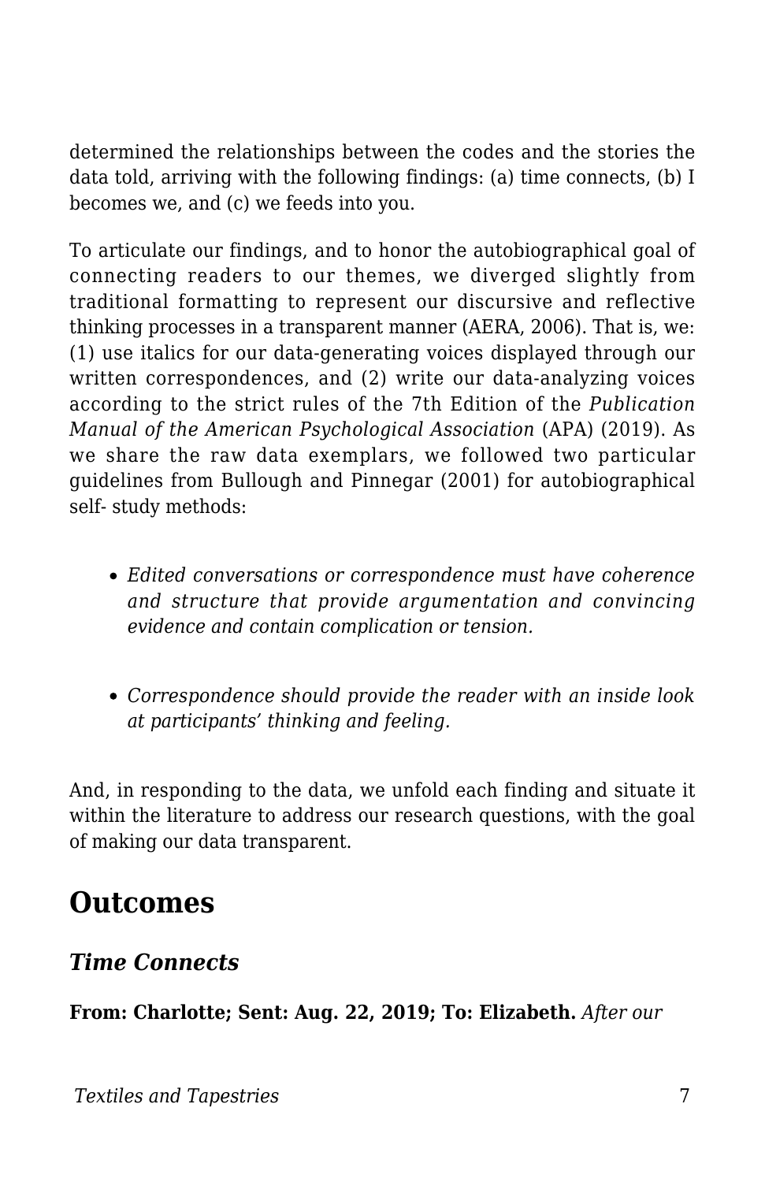determined the relationships between the codes and the stories the data told, arriving with the following findings: (a) time connects, (b) I becomes we, and (c) we feeds into you.

To articulate our findings, and to honor the autobiographical goal of connecting readers to our themes, we diverged slightly from traditional formatting to represent our discursive and reflective thinking processes in a transparent manner (AERA, 2006). That is, we: (1) use italics for our data-generating voices displayed through our written correspondences, and (2) write our data-analyzing voices according to the strict rules of the 7th Edition of the *Publication Manual of the American Psychological Association* (APA) (2019). As we share the raw data exemplars, we followed two particular guidelines from Bullough and Pinnegar (2001) for autobiographical self- study methods:

- *Edited conversations or correspondence must have coherence and structure that provide argumentation and convincing evidence and contain complication or tension.*
- *Correspondence should provide the reader with an inside look at participants' thinking and feeling.*

And, in responding to the data, we unfold each finding and situate it within the literature to address our research questions, with the goal of making our data transparent.

## Outcomes

### *Time Connects*

**From: Charlotte; Sent: Aug. 22, 2019; To: Elizabeth.** *After our*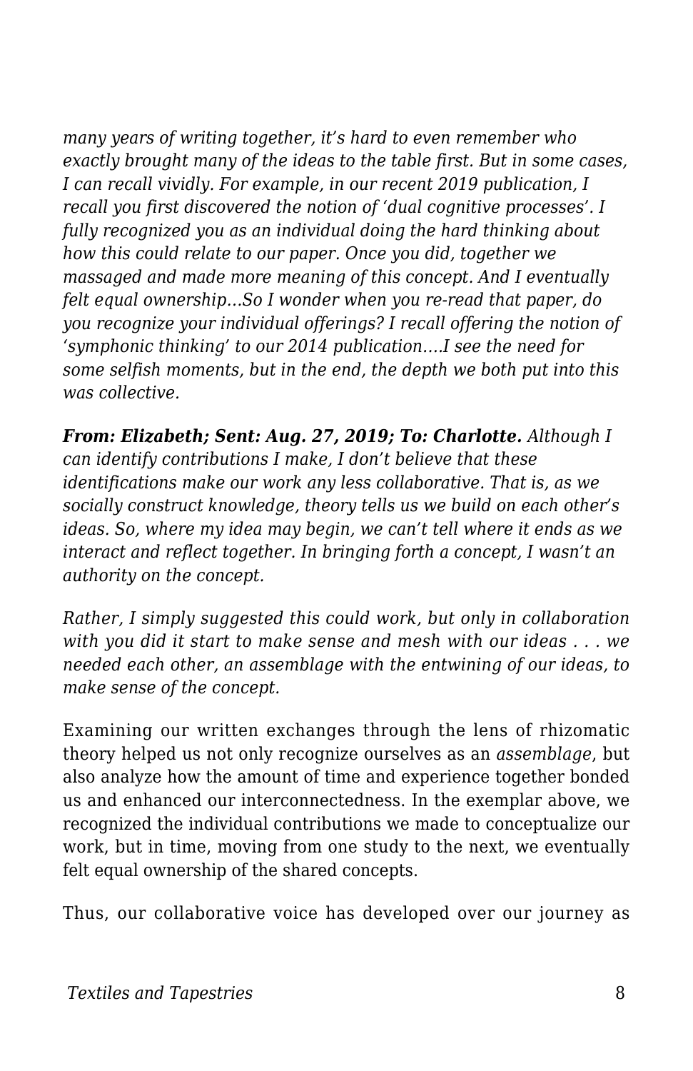*many years of writing together, it's hard to even remember who exactly brought many of the ideas to the table first. But in some cases, I can recall vividly. For example, in our recent 2019 publication, I recall you first discovered the notion of 'dual cognitive processes'. I fully recognized you as an individual doing the hard thinking about how this could relate to our paper. Once you did, together we massaged and made more meaning of this concept. And I eventually felt equal ownership…So I wonder when you re-read that paper, do you recognize your individual offerings? I recall offering the notion of 'symphonic thinking' to our 2014 publication….I see the need for some selfish moments, but in the end, the depth we both put into this was collective.*

***From: Elizabeth; Sent: Aug. 27, 2019; To: Charlotte.*** *Although I can identify contributions I make, I don't believe that these identifications make our work any less collaborative. That is, as we socially construct knowledge, theory tells us we build on each other's ideas. So, where my idea may begin, we can't tell where it ends as we interact and reflect together. In bringing forth a concept, I wasn't an authority on the concept.*

*Rather, I simply suggested this could work, but only in collaboration with you did it start to make sense and mesh with our ideas . . . we needed each other, an assemblage with the entwining of our ideas, to make sense of the concept.*

Examining our written exchanges through the lens of rhizomatic theory helped us not only recognize ourselves as an *assemblage*, but also analyze how the amount of time and experience together bonded us and enhanced our interconnectedness. In the exemplar above, we recognized the individual contributions we made to conceptualize our work, but in time, moving from one study to the next, we eventually felt equal ownership of the shared concepts.

Thus, our collaborative voice has developed over our journey as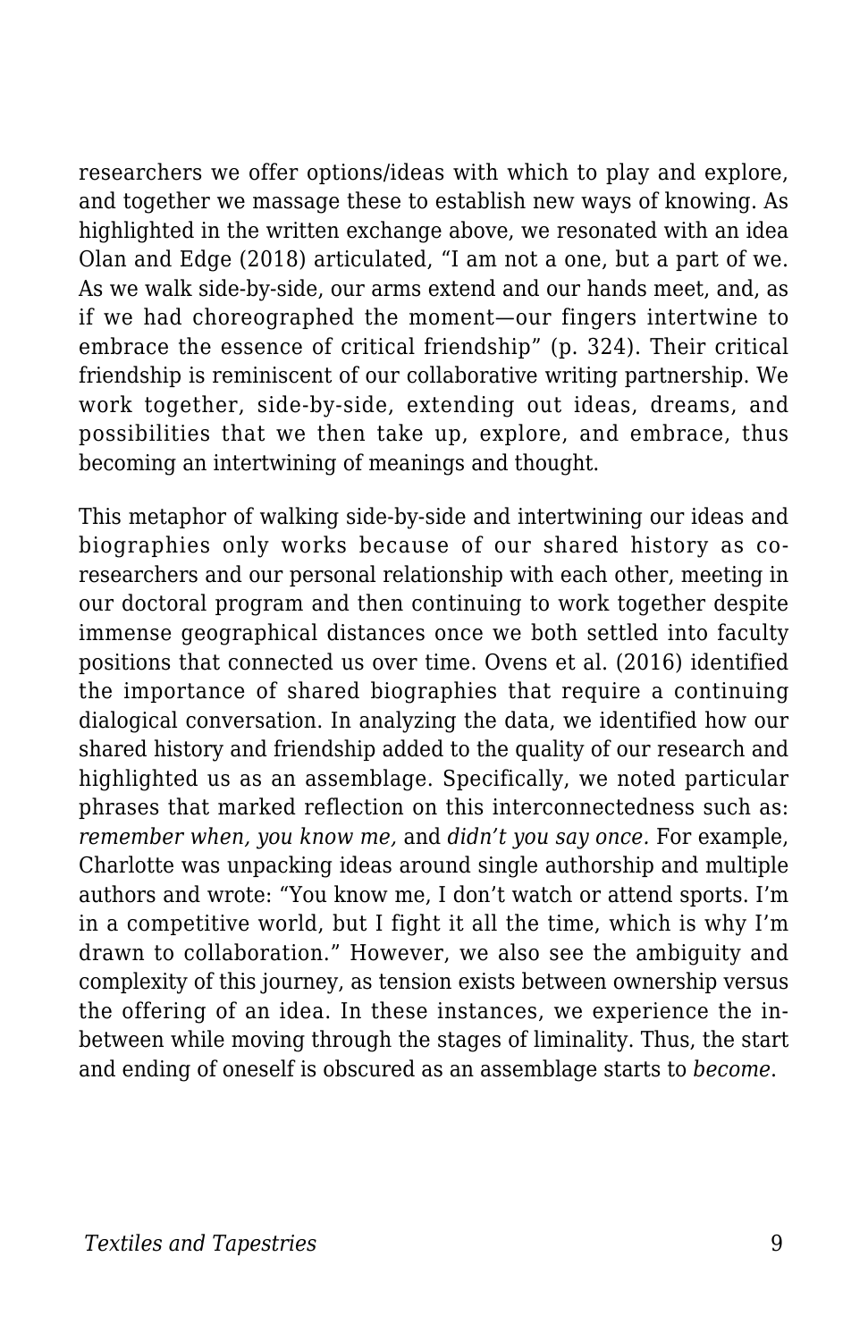researchers we offer options/ideas with which to play and explore, and together we massage these to establish new ways of knowing. As highlighted in the written exchange above, we resonated with an idea Olan and Edge (2018) articulated, "I am not a one, but a part of we. As we walk side-by-side, our arms extend and our hands meet, and, as if we had choreographed the moment—our fingers intertwine to embrace the essence of critical friendship" (p. 324). Their critical friendship is reminiscent of our collaborative writing partnership. We work together, side-by-side, extending out ideas, dreams, and possibilities that we then take up, explore, and embrace, thus becoming an intertwining of meanings and thought.

This metaphor of walking side-by-side and intertwining our ideas and biographies only works because of our shared history as co-researchers and our personal relationship with each other, meeting in our doctoral program and then continuing to work together despite immense geographical distances once we both settled into faculty positions that connected us over time. Ovens et al. (2016) identified the importance of shared biographies that require a continuing dialogical conversation. In analyzing the data, we identified how our shared history and friendship added to the quality of our research and highlighted us as an assemblage. Specifically, we noted particular phrases that marked reflection on this interconnectedness such as: *remember when, you know me,* and *didn't you say once.* For example, Charlotte was unpacking ideas around single authorship and multiple authors and wrote: "You know me, I don't watch or attend sports. I'm in a competitive world, but I fight it all the time, which is why I'm drawn to collaboration." However, we also see the ambiguity and complexity of this journey, as tension exists between ownership versus the offering of an idea. In these instances, we experience the in-between while moving through the stages of liminality. Thus, the start and ending of oneself is obscured as an assemblage starts to *become*.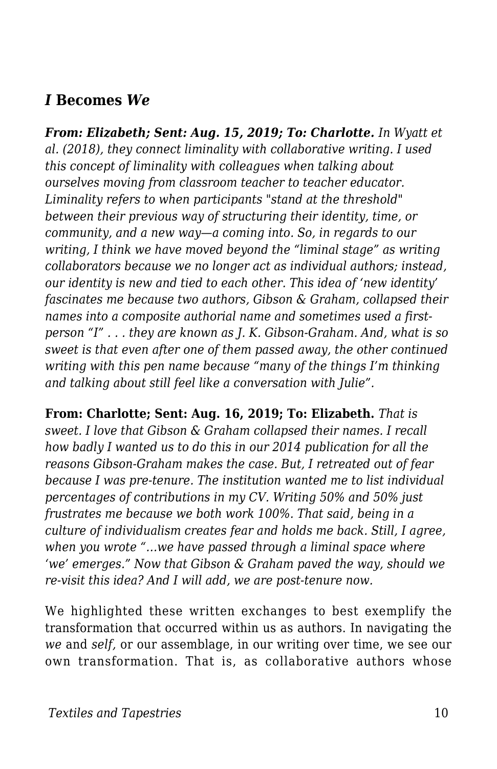## *I* Becomes *We*

***From: Elizabeth; Sent: Aug. 15, 2019; To: Charlotte.*** *In Wyatt et al. (2018), they connect liminality with collaborative writing. I used this concept of liminality with colleagues when talking about ourselves moving from classroom teacher to teacher educator. Liminality refers to when participants "stand at the threshold" between their previous way of structuring their identity, time, or community, and a new way—a coming into. So, in regards to our writing, I think we have moved beyond the "liminal stage" as writing collaborators because we no longer act as individual authors; instead, our identity is new and tied to each other. This idea of 'new identity' fascinates me because two authors, Gibson & Graham, collapsed their names into a composite authorial name and sometimes used a first-person "I" . . . they are known as J. K. Gibson-Graham. And, what is so sweet is that even after one of them passed away, the other continued writing with this pen name because "many of the things I'm thinking and talking about still feel like a conversation with Julie".*

**From: Charlotte; Sent: Aug. 16, 2019; To: Elizabeth.** *That is sweet. I love that Gibson & Graham collapsed their names. I recall how badly I wanted us to do this in our 2014 publication for all the reasons Gibson-Graham makes the case. But, I retreated out of fear because I was pre-tenure. The institution wanted me to list individual percentages of contributions in my CV. Writing 50% and 50% just frustrates me because we both work 100%. That said, being in a culture of individualism creates fear and holds me back. Still, I agree, when you wrote "…we have passed through a liminal space where 'we' emerges." Now that Gibson & Graham paved the way, should we re-visit this idea? And I will add, we are post-tenure now.*

We highlighted these written exchanges to best exemplify the transformation that occurred within us as authors. In navigating the *we* and *self*, or our assemblage, in our writing over time, we see our own transformation. That is, as collaborative authors whose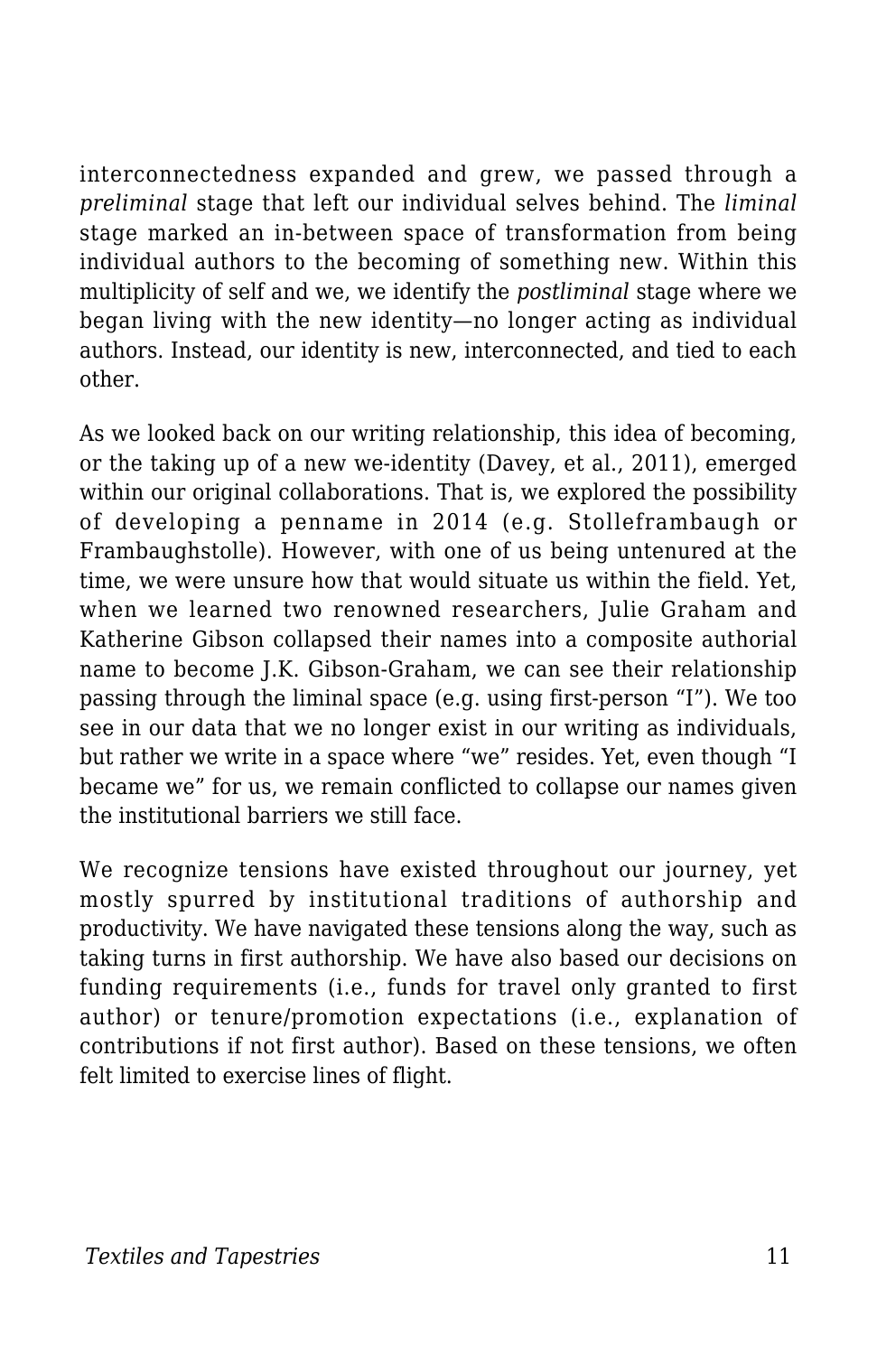interconnectedness expanded and grew, we passed through a *preliminal* stage that left our individual selves behind. The *liminal* stage marked an in-between space of transformation from being individual authors to the becoming of something new. Within this multiplicity of self and we, we identify the *postliminal* stage where we began living with the new identity—no longer acting as individual authors. Instead, our identity is new, interconnected, and tied to each other.

As we looked back on our writing relationship, this idea of becoming, or the taking up of a new we-identity (Davey, et al., 2011), emerged within our original collaborations. That is, we explored the possibility of developing a penname in 2014 (e.g. Stolleframbaugh or Frambaughstolle). However, with one of us being untenured at the time, we were unsure how that would situate us within the field. Yet, when we learned two renowned researchers, Julie Graham and Katherine Gibson collapsed their names into a composite authorial name to become J.K. Gibson-Graham, we can see their relationship passing through the liminal space (e.g. using first-person "I"). We too see in our data that we no longer exist in our writing as individuals, but rather we write in a space where "we" resides. Yet, even though "I became we" for us, we remain conflicted to collapse our names given the institutional barriers we still face.

We recognize tensions have existed throughout our journey, yet mostly spurred by institutional traditions of authorship and productivity. We have navigated these tensions along the way, such as taking turns in first authorship. We have also based our decisions on funding requirements (i.e., funds for travel only granted to first author) or tenure/promotion expectations (i.e., explanation of contributions if not first author). Based on these tensions, we often felt limited to exercise lines of flight.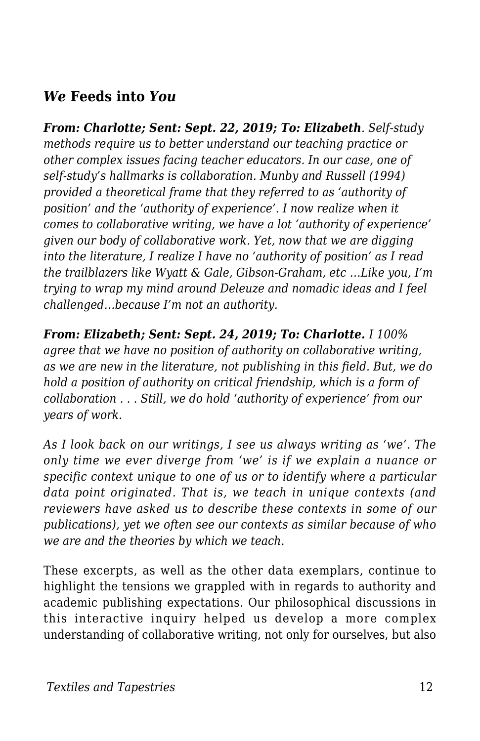## *We* Feeds into *You*

***From: Charlotte; Sent: Sept. 22, 2019; To: Elizabeth**. Self-study methods require us to better understand our teaching practice or other complex issues facing teacher educators. In our case, one of self-study's hallmarks is collaboration. Munby and Russell (1994) provided a theoretical frame that they referred to as 'authority of position' and the 'authority of experience'. I now realize when it comes to collaborative writing, we have a lot 'authority of experience' given our body of collaborative work. Yet, now that we are digging into the literature, I realize I have no 'authority of position' as I read the trailblazers like Wyatt & Gale, Gibson-Graham, etc ...Like you, I'm trying to wrap my mind around Deleuze and nomadic ideas and I feel challenged…because I'm not an authority.*

***From: Elizabeth; Sent: Sept. 24, 2019; To: Charlotte.** I 100% agree that we have no position of authority on collaborative writing, as we are new in the literature, not publishing in this field. But, we do hold a position of authority on critical friendship, which is a form of collaboration . . . Still, we do hold 'authority of experience' from our years of work.*

*As I look back on our writings, I see us always writing as 'we'. The only time we ever diverge from 'we' is if we explain a nuance or specific context unique to one of us or to identify where a particular data point originated. That is, we teach in unique contexts (and reviewers have asked us to describe these contexts in some of our publications), yet we often see our contexts as similar because of who we are and the theories by which we teach.*

These excerpts, as well as the other data exemplars, continue to highlight the tensions we grappled with in regards to authority and academic publishing expectations. Our philosophical discussions in this interactive inquiry helped us develop a more complex understanding of collaborative writing, not only for ourselves, but also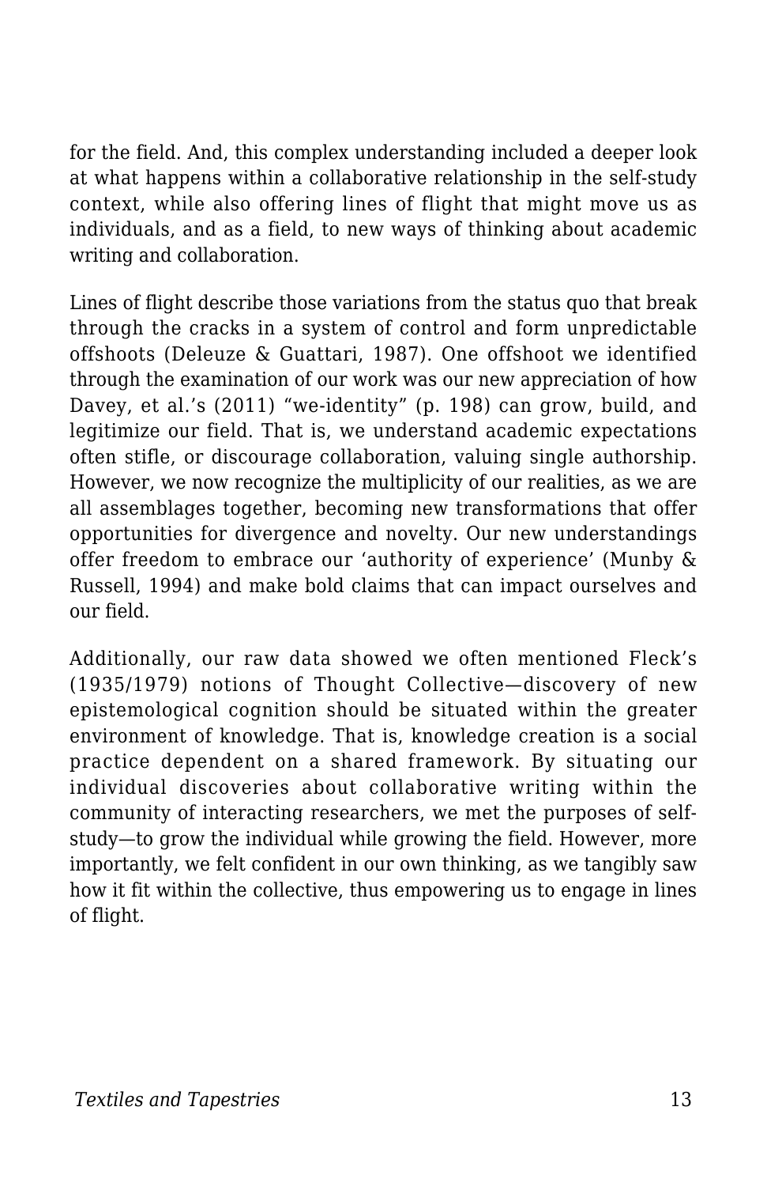for the field. And, this complex understanding included a deeper look at what happens within a collaborative relationship in the self-study context, while also offering lines of flight that might move us as individuals, and as a field, to new ways of thinking about academic writing and collaboration.

Lines of flight describe those variations from the status quo that break through the cracks in a system of control and form unpredictable offshoots (Deleuze & Guattari, 1987). One offshoot we identified through the examination of our work was our new appreciation of how Davey, et al.'s (2011) "we-identity" (p. 198) can grow, build, and legitimize our field. That is, we understand academic expectations often stifle, or discourage collaboration, valuing single authorship. However, we now recognize the multiplicity of our realities, as we are all assemblages together, becoming new transformations that offer opportunities for divergence and novelty. Our new understandings offer freedom to embrace our 'authority of experience' (Munby & Russell, 1994) and make bold claims that can impact ourselves and our field.

Additionally, our raw data showed we often mentioned Fleck's (1935/1979) notions of Thought Collective—discovery of new epistemological cognition should be situated within the greater environment of knowledge. That is, knowledge creation is a social practice dependent on a shared framework. By situating our individual discoveries about collaborative writing within the community of interacting researchers, we met the purposes of self-study—to grow the individual while growing the field. However, more importantly, we felt confident in our own thinking, as we tangibly saw how it fit within the collective, thus empowering us to engage in lines of flight.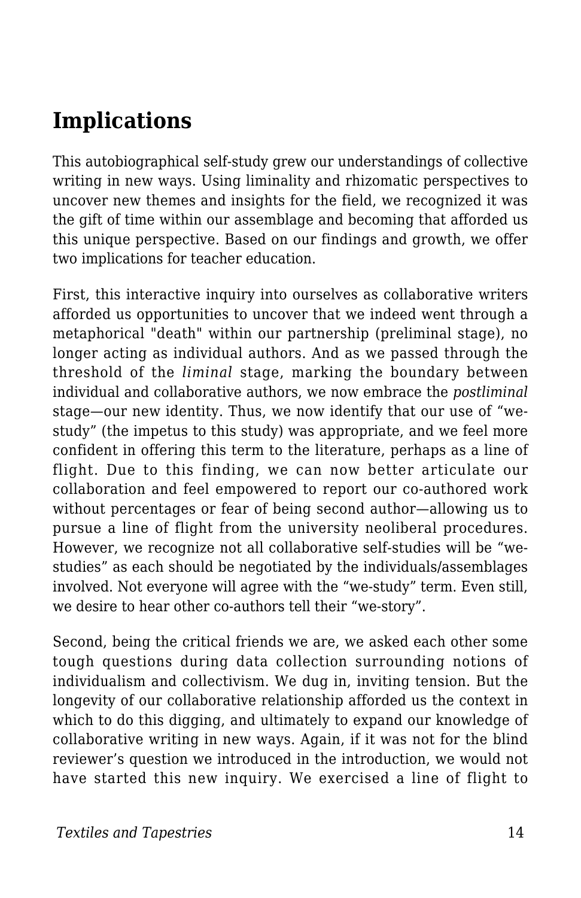## Implications

This autobiographical self-study grew our understandings of collective writing in new ways. Using liminality and rhizomatic perspectives to uncover new themes and insights for the field, we recognized it was the gift of time within our assemblage and becoming that afforded us this unique perspective. Based on our findings and growth, we offer two implications for teacher education.

First, this interactive inquiry into ourselves as collaborative writers afforded us opportunities to uncover that we indeed went through a metaphorical "death" within our partnership (preliminal stage), no longer acting as individual authors. And as we passed through the threshold of the *liminal* stage, marking the boundary between individual and collaborative authors, we now embrace the *postliminal* stage—our new identity. Thus, we now identify that our use of "we-study" (the impetus to this study) was appropriate, and we feel more confident in offering this term to the literature, perhaps as a line of flight. Due to this finding, we can now better articulate our collaboration and feel empowered to report our co-authored work without percentages or fear of being second author—allowing us to pursue a line of flight from the university neoliberal procedures. However, we recognize not all collaborative self-studies will be "we-studies" as each should be negotiated by the individuals/assemblages involved. Not everyone will agree with the "we-study" term. Even still, we desire to hear other co-authors tell their "we-story".

Second, being the critical friends we are, we asked each other some tough questions during data collection surrounding notions of individualism and collectivism. We dug in, inviting tension. But the longevity of our collaborative relationship afforded us the context in which to do this digging, and ultimately to expand our knowledge of collaborative writing in new ways. Again, if it was not for the blind reviewer's question we introduced in the introduction, we would not have started this new inquiry. We exercised a line of flight to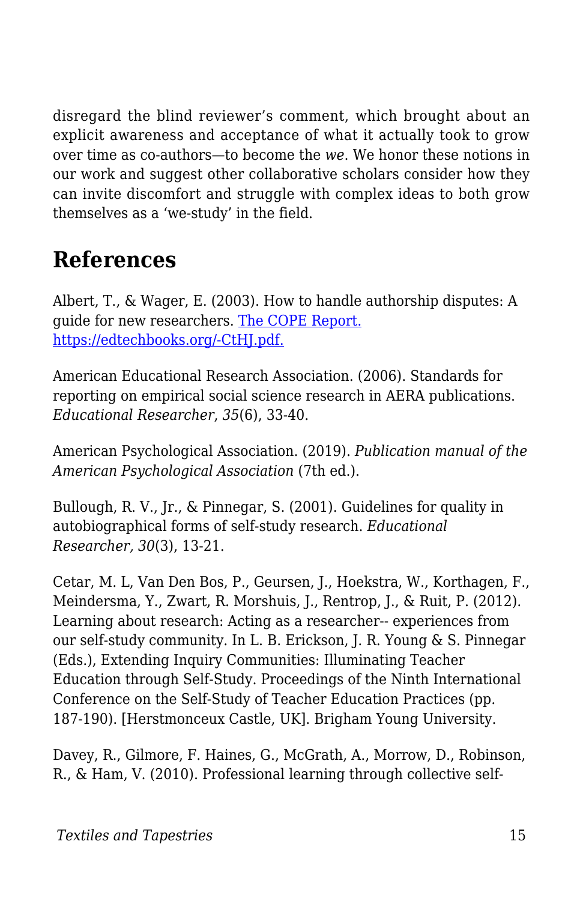disregard the blind reviewer's comment, which brought about an explicit awareness and acceptance of what it actually took to grow over time as co-authors—to become the *we*. We honor these notions in our work and suggest other collaborative scholars consider how they can invite discomfort and struggle with complex ideas to both grow themselves as a 'we-study' in the field.

## References

Albert, T., & Wager, E. (2003). How to handle authorship disputes: A guide for new researchers. [The COPE Report. https://edtechbooks.org/-CtHJ.pdf.](https://edtechbooks.org/-CtHJ.pdf)

American Educational Research Association. (2006). Standards for reporting on empirical social science research in AERA publications. *Educational Researcher*, *35*(6), 33-40.

American Psychological Association. (2019). *Publication manual of the American Psychological Association* (7th ed.).

Bullough, R. V., Jr., & Pinnegar, S. (2001). Guidelines for quality in autobiographical forms of self-study research. *Educational Researcher, 30*(3), 13-21.

Cetar, M. L, Van Den Bos, P., Geursen, J., Hoekstra, W., Korthagen, F., Meindersma, Y., Zwart, R. Morshuis, J., Rentrop, J., & Ruit, P. (2012). Learning about research: Acting as a researcher-- experiences from our self-study community. In L. B. Erickson, J. R. Young & S. Pinnegar (Eds.), Extending Inquiry Communities: Illuminating Teacher Education through Self-Study. Proceedings of the Ninth International Conference on the Self-Study of Teacher Education Practices (pp. 187-190). [Herstmonceux Castle, UK]. Brigham Young University.

Davey, R., Gilmore, F. Haines, G., McGrath, A., Morrow, D., Robinson, R., & Ham, V. (2010). Professional learning through collective self-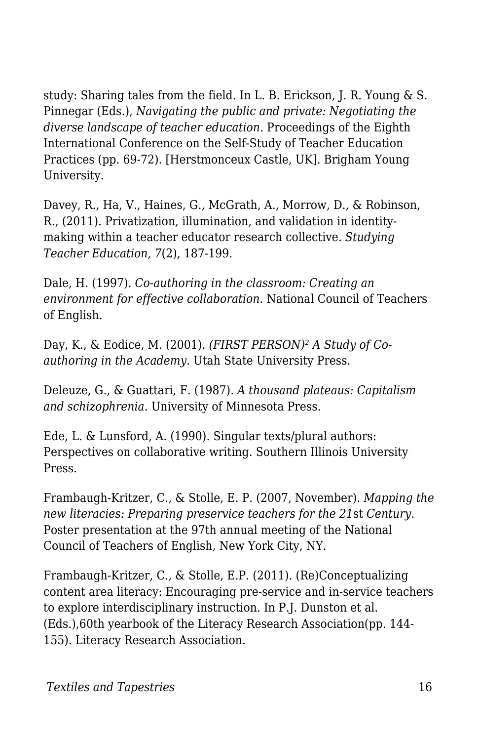study: Sharing tales from the field. In L. B. Erickson, J. R. Young & S. Pinnegar (Eds.), *Navigating the public and private: Negotiating the diverse landscape of teacher education*. Proceedings of the Eighth International Conference on the Self-Study of Teacher Education Practices (pp. 69-72). [Herstmonceux Castle, UK]. Brigham Young University.

Davey, R., Ha, V., Haines, G., McGrath, A., Morrow, D., & Robinson, R., (2011). Privatization, illumination, and validation in identity-making within a teacher educator research collective. *Studying Teacher Education, 7*(2), 187-199.

Dale, H. (1997). *Co-authoring in the classroom: Creating an environment for effective collaboration.* National Council of Teachers of English.

Day, K., & Eodice, M. (2001). *(FIRST PERSON)² A Study of Co-authoring in the Academy.* Utah State University Press.

Deleuze, G., & Guattari, F. (1987). *A thousand plateaus: Capitalism and schizophrenia*. University of Minnesota Press.

Ede, L. & Lunsford, A. (1990). Singular texts/plural authors: Perspectives on collaborative writing. Southern Illinois University Press.

Frambaugh-Kritzer, C., & Stolle, E. P. (2007, November). *Mapping the new literacies: Preparing preservice teachers for the 21*st *Century.* Poster presentation at the 97th annual meeting of the National Council of Teachers of English, New York City, NY.

Frambaugh-Kritzer, C., & Stolle, E.P. (2011). (Re)Conceptualizing content area literacy: Encouraging pre-service and in-service teachers to explore interdisciplinary instruction. In P.J. Dunston et al. (Eds.),60th yearbook of the Literacy Research Association(pp. 144-155). Literacy Research Association.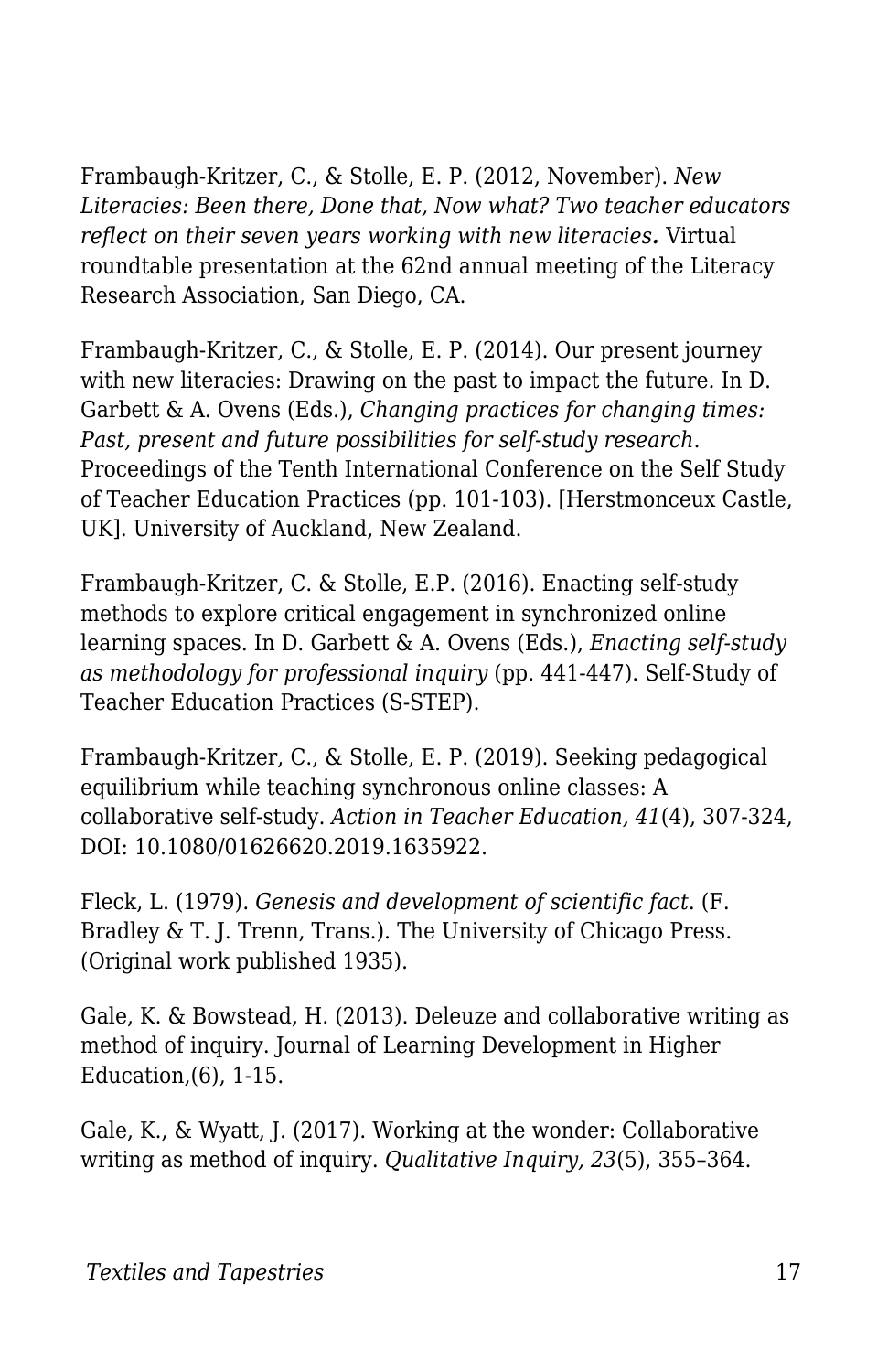Frambaugh-Kritzer, C., & Stolle, E. P. (2012, November). *New Literacies: Been there, Done that, Now what? Two teacher educators reflect on their seven years working with new literacies.* Virtual roundtable presentation at the 62nd annual meeting of the Literacy Research Association, San Diego, CA.

Frambaugh-Kritzer, C., & Stolle, E. P. (2014). Our present journey with new literacies: Drawing on the past to impact the future. In D. Garbett & A. Ovens (Eds.), *Changing practices for changing times: Past, present and future possibilities for self-study research*. Proceedings of the Tenth International Conference on the Self Study of Teacher Education Practices (pp. 101-103). [Herstmonceux Castle, UK]. University of Auckland, New Zealand.

Frambaugh-Kritzer, C. & Stolle, E.P. (2016). Enacting self-study methods to explore critical engagement in synchronized online learning spaces. In D. Garbett & A. Ovens (Eds.), *Enacting self-study as methodology for professional inquiry* (pp. 441-447). Self-Study of Teacher Education Practices (S-STEP).

Frambaugh-Kritzer, C., & Stolle, E. P. (2019). Seeking pedagogical equilibrium while teaching synchronous online classes: A collaborative self-study. *Action in Teacher Education, 41*(4), 307-324, DOI: 10.1080/01626620.2019.1635922.

Fleck, L. (1979). *Genesis and development of scientific fact*. (F. Bradley & T. J. Trenn, Trans.). The University of Chicago Press. (Original work published 1935).

Gale, K. & Bowstead, H. (2013). Deleuze and collaborative writing as method of inquiry. Journal of Learning Development in Higher Education,(6), 1-15.

Gale, K., & Wyatt, J. (2017). Working at the wonder: Collaborative writing as method of inquiry. *Qualitative Inquiry, 23*(5), 355–364.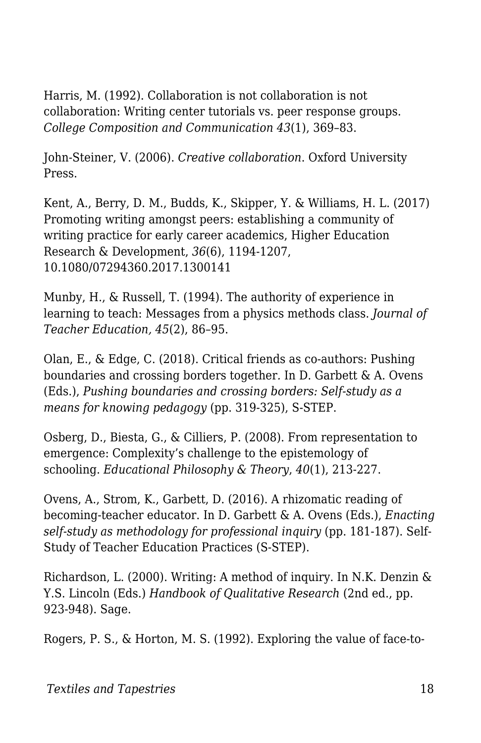Harris, M. (1992). Collaboration is not collaboration is not collaboration: Writing center tutorials vs. peer response groups. *College Composition and Communication 43*(1), 369–83.

John-Steiner, V. (2006). *Creative collaboration*. Oxford University Press.

Kent, A., Berry, D. M., Budds, K., Skipper, Y. & Williams, H. L. (2017) Promoting writing amongst peers: establishing a community of writing practice for early career academics, Higher Education Research & Development, *36*(6), 1194-1207, 10.1080/07294360.2017.1300141

Munby, H., & Russell, T. (1994). The authority of experience in learning to teach: Messages from a physics methods class. *Journal of Teacher Education, 45*(2), 86–95.

Olan, E., & Edge, C. (2018). Critical friends as co-authors: Pushing boundaries and crossing borders together. In D. Garbett & A. Ovens (Eds.), *Pushing boundaries and crossing borders: Self-study as a means for knowing pedagogy* (pp. 319-325), S-STEP.

Osberg, D., Biesta, G., & Cilliers, P. (2008). From representation to emergence: Complexity's challenge to the epistemology of schooling. *Educational Philosophy & Theory*, *40*(1), 213-227.

Ovens, A., Strom, K., Garbett, D. (2016). A rhizomatic reading of becoming-teacher educator. In D. Garbett & A. Ovens (Eds.), *Enacting self-study as methodology for professional inquiry* (pp. 181-187). Self-Study of Teacher Education Practices (S-STEP).

Richardson, L. (2000). Writing: A method of inquiry. In N.K. Denzin & Y.S. Lincoln (Eds.) *Handbook of Qualitative Research* (2nd ed., pp. 923-948). Sage.

Rogers, P. S., & Horton, M. S. (1992). Exploring the value of face-to-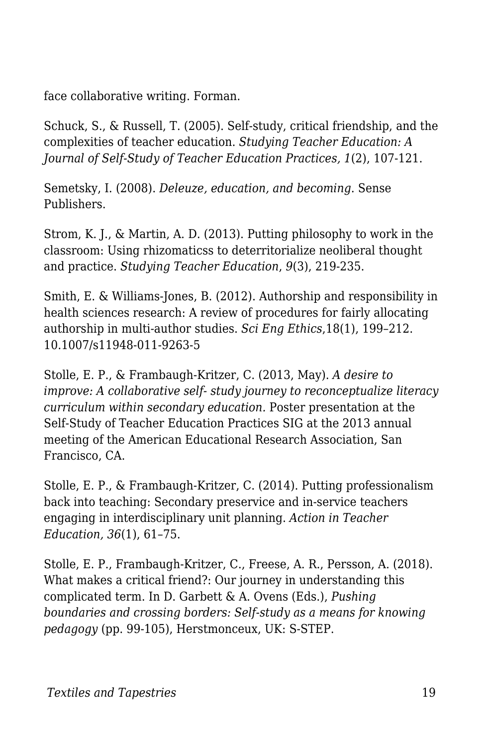face collaborative writing. Forman.

Schuck, S., & Russell, T. (2005). Self-study, critical friendship, and the complexities of teacher education. *Studying Teacher Education: A Journal of Self-Study of Teacher Education Practices, 1*(2), 107-121.

Semetsky, I. (2008). *Deleuze, education, and becoming*. Sense Publishers.

Strom, K. J., & Martin, A. D. (2013). Putting philosophy to work in the classroom: Using rhizomaticss to deterritorialize neoliberal thought and practice. *Studying Teacher Education*, *9*(3), 219-235.

Smith, E. & Williams-Jones, B. (2012). Authorship and responsibility in health sciences research: A review of procedures for fairly allocating authorship in multi-author studies. *Sci Eng Ethics*,18(1), 199–212. 10.1007/s11948-011-9263-5

Stolle, E. P., & Frambaugh-Kritzer, C. (2013, May). *A desire to improve: A collaborative self- study journey to reconceptualize literacy curriculum within secondary education.* Poster presentation at the Self-Study of Teacher Education Practices SIG at the 2013 annual meeting of the American Educational Research Association, San Francisco, CA.

Stolle, E. P., & Frambaugh-Kritzer, C. (2014). Putting professionalism back into teaching: Secondary preservice and in-service teachers engaging in interdisciplinary unit planning. *Action in Teacher Education, 36*(1), 61–75.

Stolle, E. P., Frambaugh-Kritzer, C., Freese, A. R., Persson, A. (2018). What makes a critical friend?: Our journey in understanding this complicated term. In D. Garbett & A. Ovens (Eds.), *Pushing boundaries and crossing borders: Self-study as a means for knowing pedagogy* (pp. 99-105), Herstmonceux, UK: S-STEP.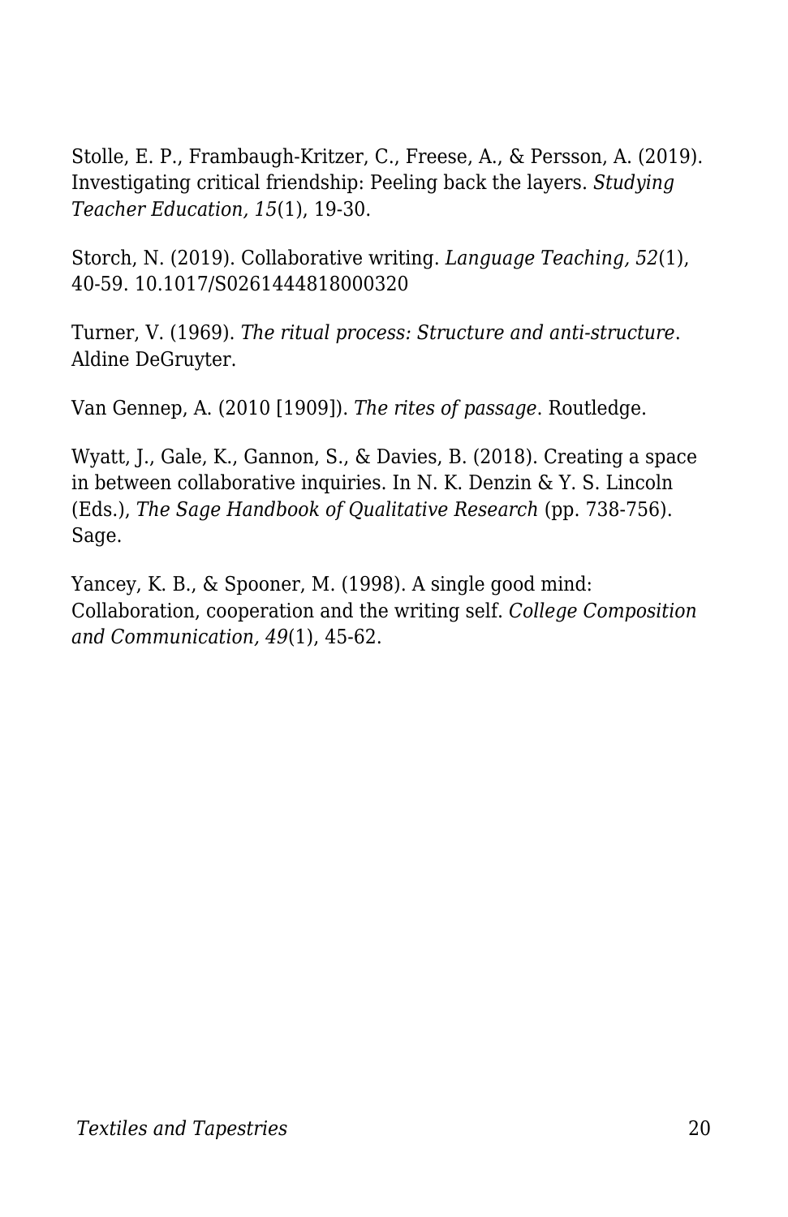Stolle, E. P., Frambaugh-Kritzer, C., Freese, A., & Persson, A. (2019). Investigating critical friendship: Peeling back the layers. *Studying Teacher Education, 15*(1), 19-30.

Storch, N. (2019). Collaborative writing. *Language Teaching, 52*(1), 40-59. 10.1017/S0261444818000320

Turner, V. (1969). *The ritual process: Structure and anti-structure*. Aldine DeGruyter.

Van Gennep, A. (2010 [1909]). *The rites of passage*. Routledge.

Wyatt, J., Gale, K., Gannon, S., & Davies, B. (2018). Creating a space in between collaborative inquiries. In N. K. Denzin & Y. S. Lincoln (Eds.), *The Sage Handbook of Qualitative Research* (pp. 738-756). Sage.

Yancey, K. B., & Spooner, M. (1998). A single good mind: Collaboration, cooperation and the writing self. *College Composition and Communication, 49*(1), 45-62.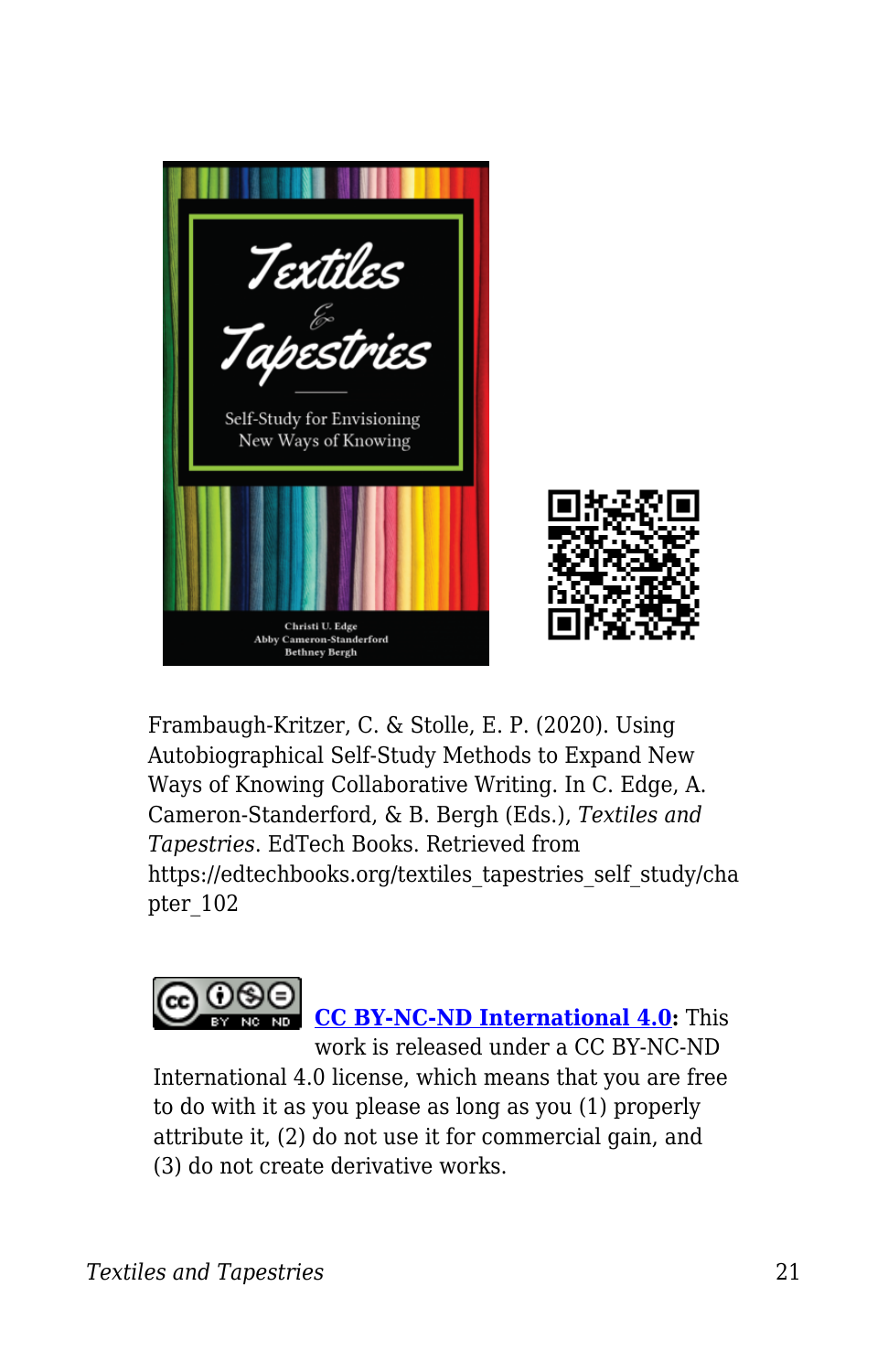Frambaugh-Kritzer, C. & Stolle, E. P. (2020). Using Autobiographical Self-Study Methods to Expand New Ways of Knowing Collaborative Writing. In C. Edge, A. Cameron-Standerford, & B. Bergh (Eds.), *Textiles and Tapestries*. EdTech Books. Retrieved from https://edtechbooks.org/textiles_tapestries_self_study/chapter_102

**CC BY-NC-ND International 4.0:** This work is released under a CC BY-NC-ND International 4.0 license, which means that you are free to do with it as you please as long as you (1) properly attribute it, (2) do not use it for commercial gain, and (3) do not create derivative works.